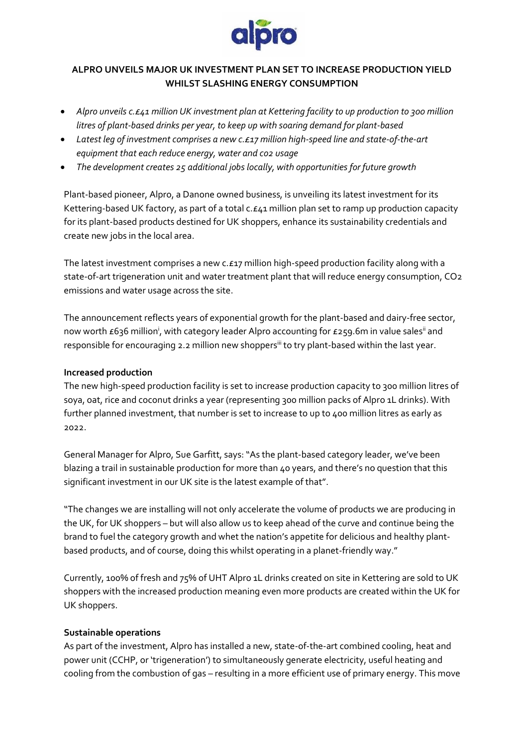# ALPRO UNVEILS MAJOR UK INVESTMENT PLAN SET TO INCREASE PRODUCTION YIELD WHILST SLASHING ENERGY CONSUMPTION

- *Alpro unveils c.£41 million UK investment plan at Kettering facility to up production to 300 million litres of plant-based drinks per year, to keep up with soaring demand for plant-based*
- *Latest leg of investment comprises a new c.£17 million high-speed line and state-of-the-art equipment that each reduce energy, water and co2 usage*
- *The development creates 25 additional jobs locally, with opportunities for future growth*

Plant-based pioneer, Alpro, a Danone owned business, is unveiling its latest investment for its Kettering-based UK factory, as part of a total c.£41 million plan set to ramp up production capacity for its plant-based products destined for UK shoppers, enhance its sustainability credentials and create new jobs in the local area.

The latest investment comprises a new c.£17 million high-speed production facility along with a state-of-art trigeneration unit and water treatment plant that will reduce energy consumption, $CO_2$ emissions and water usage across the site.

The announcement reflects years of exponential growth for the plant-based and dairy-free sector, now worth £636 million[i], with category leader Alpro accounting for £259.6m in value sales[ii] and responsible for encouraging 2.2 million new shoppers[iii] to try plant-based within the last year.

**Increased production**

The new high-speed production facility is set to increase production capacity to 300 million litres of soya, oat, rice and coconut drinks a year (representing 300 million packs of Alpro 1L drinks). With further planned investment, that number is set to increase to up to 400 million litres as early as 2022.

General Manager for Alpro, Sue Garfitt, says: "As the plant-based category leader, we've been blazing a trail in sustainable production for more than 40 years, and there's no question that this significant investment in our UK site is the latest example of that".

"The changes we are installing will not only accelerate the volume of products we are producing in the UK, for UK shoppers – but will also allow us to keep ahead of the curve and continue being the brand to fuel the category growth and whet the nation's appetite for delicious and healthy plant-based products, and of course, doing this whilst operating in a planet-friendly way."

Currently, 100% of fresh and 75% of UHT Alpro 1L drinks created on site in Kettering are sold to UK shoppers with the increased production meaning even more products are created within the UK for UK shoppers.

**Sustainable operations**

As part of the investment, Alpro has installed a new, state-of-the-art combined cooling, heat and power unit (CCHP, or 'trigeneration') to simultaneously generate electricity, useful heating and cooling from the combustion of gas – resulting in a more efficient use of primary energy. This move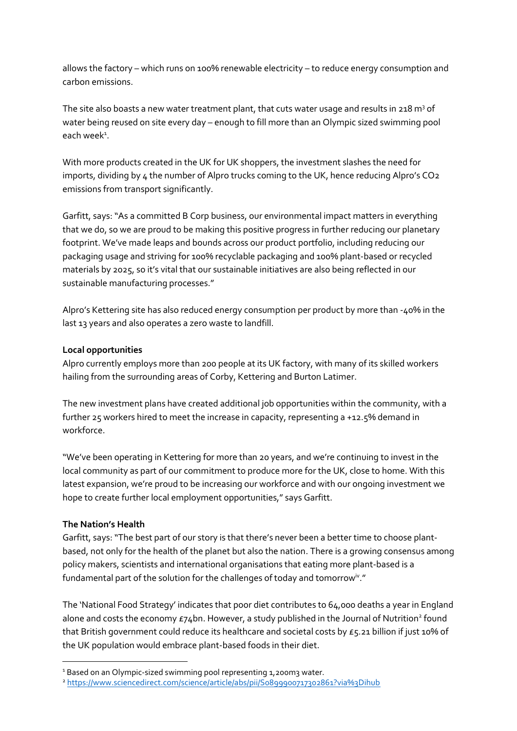allows the factory – which runs on 100% renewable electricity – to reduce energy consumption and carbon emissions.

The site also boasts a new water treatment plant, that cuts water usage and results in 218 $m^3$ of water being reused on site every day – enough to fill more than an Olympic sized swimming pool each week[1].

With more products created in the UK for UK shoppers, the investment slashes the need for imports, dividing by 4 the number of Alpro trucks coming to the UK, hence reducing Alpro's $CO_2$ emissions from transport significantly.

Garfitt, says: "As a committed B Corp business, our environmental impact matters in everything that we do, so we are proud to be making this positive progress in further reducing our planetary footprint. We've made leaps and bounds across our product portfolio, including reducing our packaging usage and striving for 100% recyclable packaging and 100% plant-based or recycled materials by 2025, so it's vital that our sustainable initiatives are also being reflected in our sustainable manufacturing processes."

Alpro's Kettering site has also reduced energy consumption per product by more than -40% in the last 13 years and also operates a zero waste to landfill.

**Local opportunities**

Alpro currently employs more than 200 people at its UK factory, with many of its skilled workers hailing from the surrounding areas of Corby, Kettering and Burton Latimer.

The new investment plans have created additional job opportunities within the community, with a further 25 workers hired to meet the increase in capacity, representing a +12.5% demand in workforce.

"We've been operating in Kettering for more than 20 years, and we're continuing to invest in the local community as part of our commitment to produce more for the UK, close to home. With this latest expansion, we're proud to be increasing our workforce and with our ongoing investment we hope to create further local employment opportunities," says Garfitt.

**The Nation's Health**

Garfitt, says: "The best part of our story is that there's never been a better time to choose plant-based, not only for the health of the planet but also the nation. There is a growing consensus among policy makers, scientists and international organisations that eating more plant-based is a fundamental part of the solution for the challenges of today and tomorrow[iv]."

The 'National Food Strategy' indicates that poor diet contributes to 64,000 deaths a year in England alone and costs the economy £74bn. However, a study published in the Journal of Nutrition[2] found that British government could reduce its healthcare and societal costs by £5.21 billion if just 10% of the UK population would embrace plant-based foods in their diet.

---

[1] Based on an Olympic-sized swimming pool representing 1,200m3 water.

[2] https://www.sciencedirect.com/science/article/abs/pii/S0899900717302861?via%3Dihub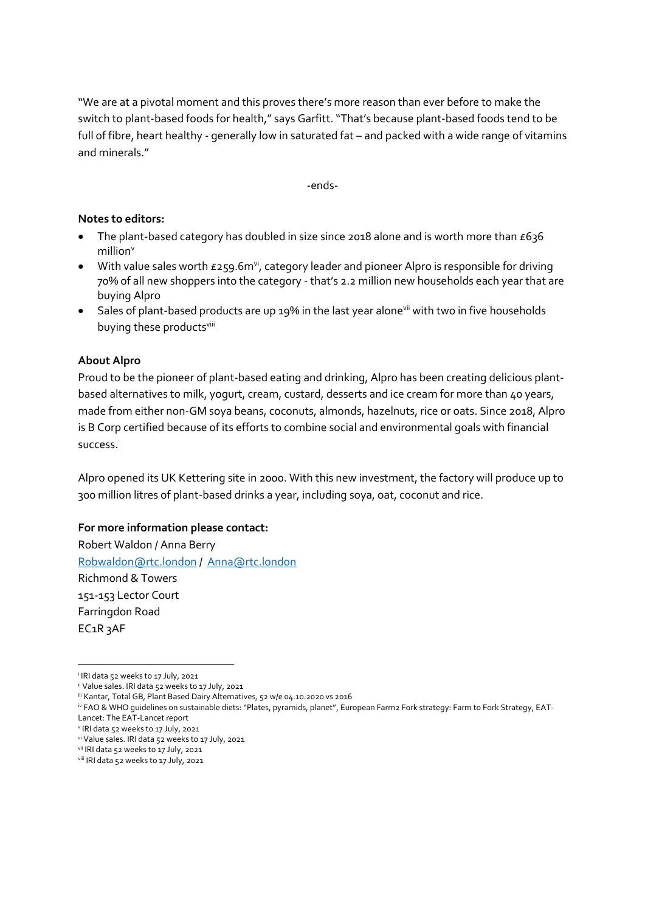"We are at a pivotal moment and this proves there's more reason than ever before to make the switch to plant-based foods for health," says Garfitt. "That's because plant-based foods tend to be full of fibre, heart healthy - generally low in saturated fat – and packed with a wide range of vitamins and minerals."

-ends-

**Notes to editors:**

- The plant-based category has doubled in size since 2018 alone and is worth more than £636 million[v]
- With value sales worth £259.6m[vi], category leader and pioneer Alpro is responsible for driving 70% of all new shoppers into the category - that's 2.2 million new households each year that are buying Alpro
- Sales of plant-based products are up 19% in the last year alone[vii] with two in five households buying these products[viii]

**About Alpro**

Proud to be the pioneer of plant-based eating and drinking, Alpro has been creating delicious plant-based alternatives to milk, yogurt, cream, custard, desserts and ice cream for more than 40 years, made from either non-GM soya beans, coconuts, almonds, hazelnuts, rice or oats. Since 2018, Alpro is B Corp certified because of its efforts to combine social and environmental goals with financial success.

Alpro opened its UK Kettering site in 2000. With this new investment, the factory will produce up to 300 million litres of plant-based drinks a year, including soya, oat, coconut and rice.

**For more information please contact:**

Robert Waldon / Anna Berry
Robwaldon@rtc.london / Anna@rtc.london
Richmond & Towers
151-153 Lector Court
Farringdon Road
EC1R 3AF

---

[i] IRI data 52 weeks to 17 July, 2021
[ii] Value sales. IRI data 52 weeks to 17 July, 2021
[iii] Kantar, Total GB, Plant Based Dairy Alternatives, 52 w/e 04.10.2020 vs 2016
[iv] FAO & WHO guidelines on sustainable diets: "Plates, pyramids, planet", European Farm2 Fork strategy: Farm to Fork Strategy, EAT-Lancet: The EAT-Lancet report
[v] IRI data 52 weeks to 17 July, 2021
[vi] Value sales. IRI data 52 weeks to 17 July, 2021
[vii] IRI data 52 weeks to 17 July, 2021
[viii] IRI data 52 weeks to 17 July, 2021